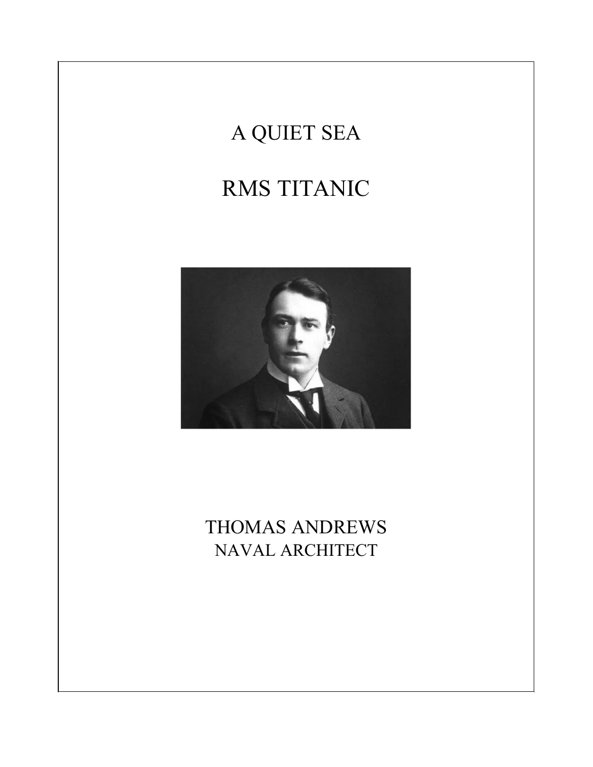# A QUIET SEA

# RMS TITANIC

THOMAS ANDREWS
NAVAL ARCHITECT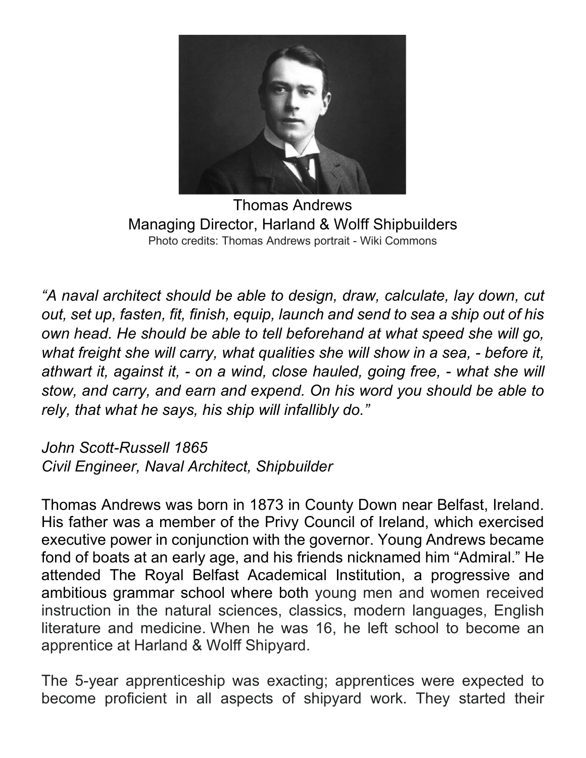Thomas Andrews
Managing Director, Harland & Wolff Shipbuilders
Photo credits: Thomas Andrews portrait - Wiki Commons

*"A naval architect should be able to design, draw, calculate, lay down, cut out, set up, fasten, fit, finish, equip, launch and send to sea a ship out of his own head. He should be able to tell beforehand at what speed she will go, what freight she will carry, what qualities she will show in a sea, - before it, athwart it, against it, - on a wind, close hauled, going free, - what she will stow, and carry, and earn and expend. On his word you should be able to rely, that what he says, his ship will infallibly do."*

*John Scott-Russell 1865*
*Civil Engineer, Naval Architect, Shipbuilder*

Thomas Andrews was born in 1873 in County Down near Belfast, Ireland. His father was a member of the Privy Council of Ireland, which exercised executive power in conjunction with the governor. Young Andrews became fond of boats at an early age, and his friends nicknamed him "Admiral." He attended The Royal Belfast Academical Institution, a progressive and ambitious grammar school where both young men and women received instruction in the natural sciences, classics, modern languages, English literature and medicine. When he was 16, he left school to become an apprentice at Harland & Wolff Shipyard.

The 5-year apprenticeship was exacting; apprentices were expected to become proficient in all aspects of shipyard work. They started their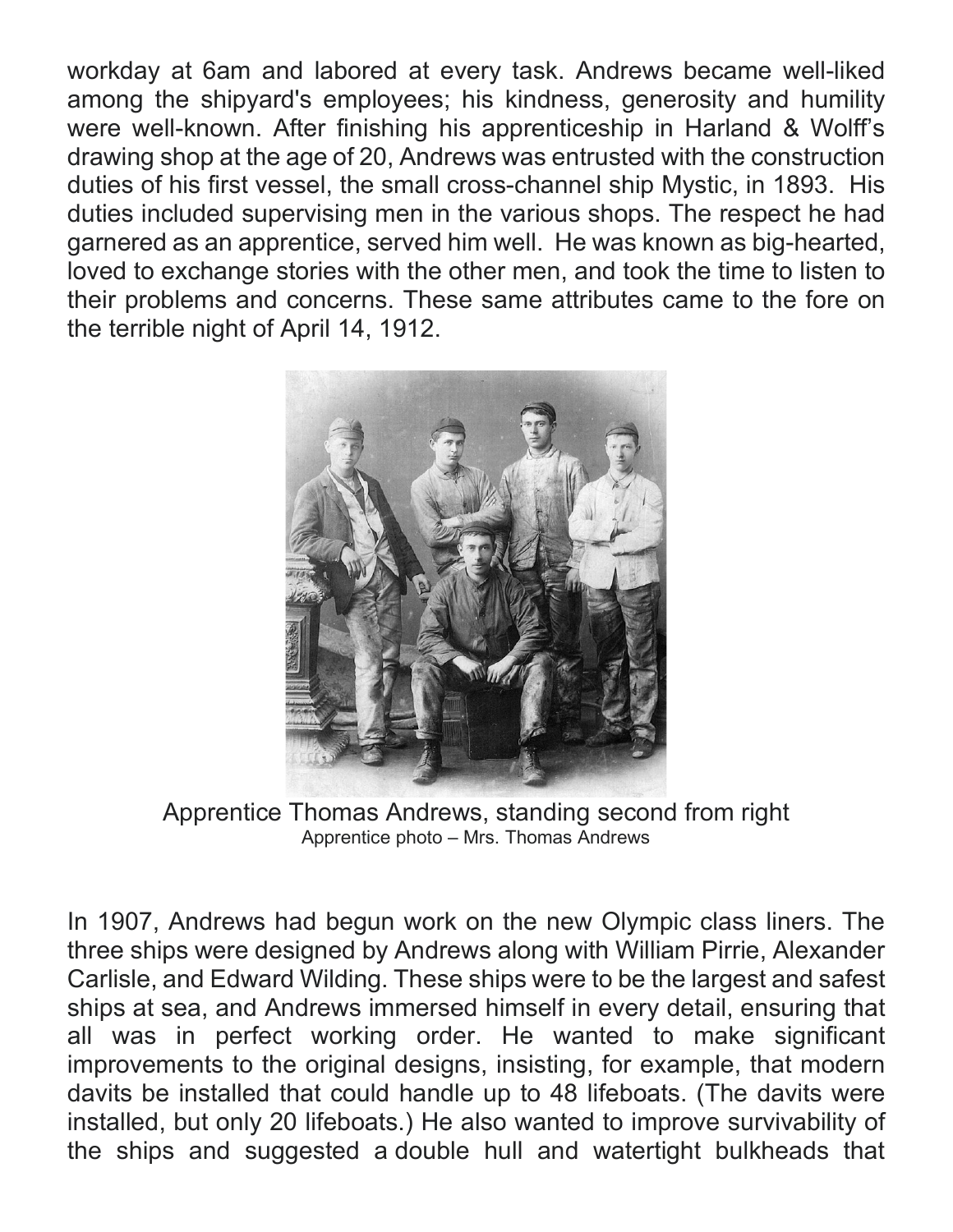workday at 6am and labored at every task. Andrews became well-liked among the shipyard's employees; his kindness, generosity and humility were well-known. After finishing his apprenticeship in Harland & Wolff's drawing shop at the age of 20, Andrews was entrusted with the construction duties of his first vessel, the small cross-channel ship Mystic, in 1893. His duties included supervising men in the various shops. The respect he had garnered as an apprentice, served him well. He was known as big-hearted, loved to exchange stories with the other men, and took the time to listen to their problems and concerns. These same attributes came to the fore on the terrible night of April 14, 1912.

Apprentice Thomas Andrews, standing second from right
Apprentice photo – Mrs. Thomas Andrews

In 1907, Andrews had begun work on the new Olympic class liners. The three ships were designed by Andrews along with William Pirrie, Alexander Carlisle, and Edward Wilding. These ships were to be the largest and safest ships at sea, and Andrews immersed himself in every detail, ensuring that all was in perfect working order. He wanted to make significant improvements to the original designs, insisting, for example, that modern davits be installed that could handle up to 48 lifeboats. (The davits were installed, but only 20 lifeboats.) He also wanted to improve survivability of the ships and suggested a double hull and watertight bulkheads that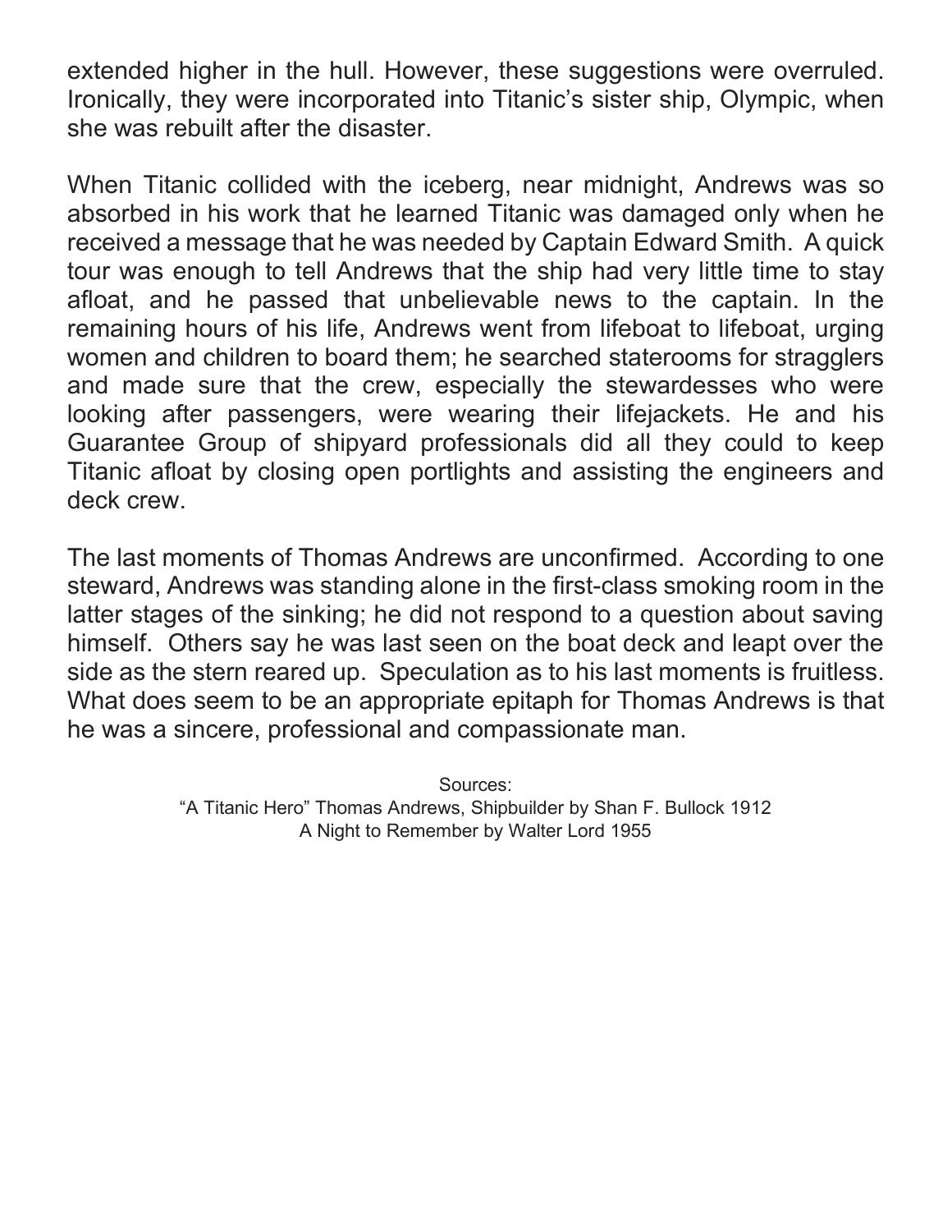extended higher in the hull. However, these suggestions were overruled. Ironically, they were incorporated into Titanic's sister ship, Olympic, when she was rebuilt after the disaster.

When Titanic collided with the iceberg, near midnight, Andrews was so absorbed in his work that he learned Titanic was damaged only when he received a message that he was needed by Captain Edward Smith. A quick tour was enough to tell Andrews that the ship had very little time to stay afloat, and he passed that unbelievable news to the captain. In the remaining hours of his life, Andrews went from lifeboat to lifeboat, urging women and children to board them; he searched staterooms for stragglers and made sure that the crew, especially the stewardesses who were looking after passengers, were wearing their lifejackets. He and his Guarantee Group of shipyard professionals did all they could to keep Titanic afloat by closing open portlights and assisting the engineers and deck crew.

The last moments of Thomas Andrews are unconfirmed. According to one steward, Andrews was standing alone in the first-class smoking room in the latter stages of the sinking; he did not respond to a question about saving himself. Others say he was last seen on the boat deck and leapt over the side as the stern reared up. Speculation as to his last moments is fruitless. What does seem to be an appropriate epitaph for Thomas Andrews is that he was a sincere, professional and compassionate man.

Sources:
"A Titanic Hero" Thomas Andrews, Shipbuilder by Shan F. Bullock 1912
A Night to Remember by Walter Lord 1955